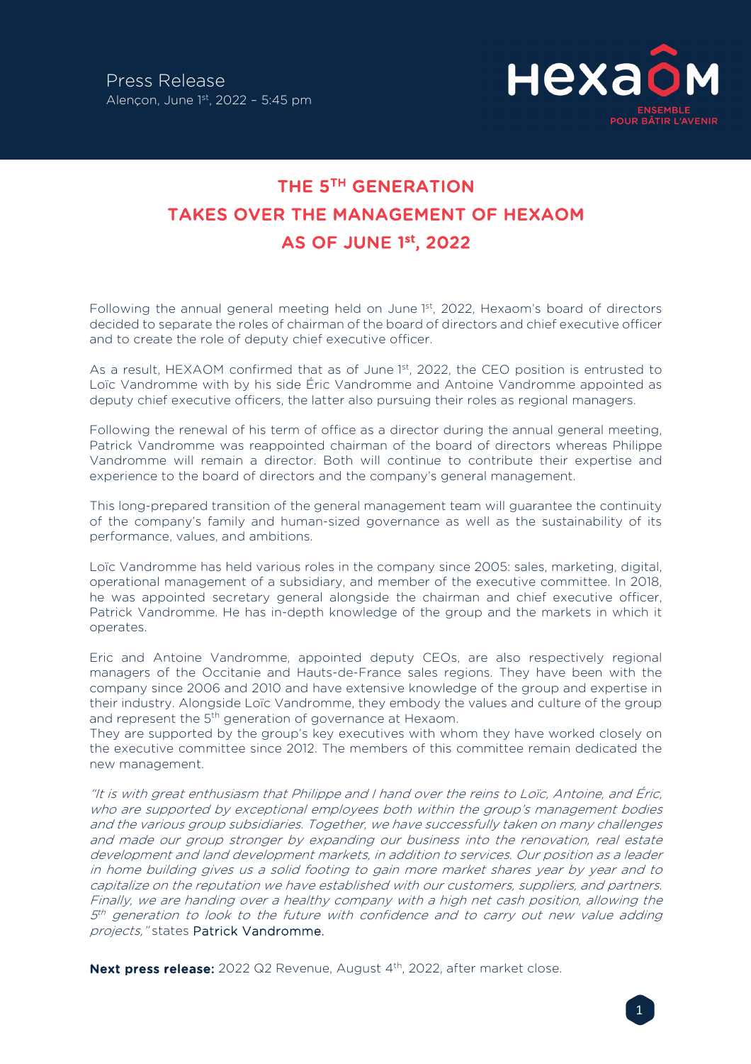Press Release
Alençon, June 1st, 2022 – 5:45 pm

HEXAÔM
ENSEMBLE POUR BÂTIR L'AVENIR

# THE 5TH GENERATION TAKES OVER THE MANAGEMENT OF HEXAOM AS OF JUNE 1st, 2022

Following the annual general meeting held on June 1st, 2022, Hexaom's board of directors decided to separate the roles of chairman of the board of directors and chief executive officer and to create the role of deputy chief executive officer.

As a result, HEXAOM confirmed that as of June 1st, 2022, the CEO position is entrusted to Loïc Vandromme with by his side Éric Vandromme and Antoine Vandromme appointed as deputy chief executive officers, the latter also pursuing their roles as regional managers.

Following the renewal of his term of office as a director during the annual general meeting, Patrick Vandromme was reappointed chairman of the board of directors whereas Philippe Vandromme will remain a director. Both will continue to contribute their expertise and experience to the board of directors and the company's general management.

This long-prepared transition of the general management team will guarantee the continuity of the company's family and human-sized governance as well as the sustainability of its performance, values, and ambitions.

Loïc Vandromme has held various roles in the company since 2005: sales, marketing, digital, operational management of a subsidiary, and member of the executive committee. In 2018, he was appointed secretary general alongside the chairman and chief executive officer, Patrick Vandromme. He has in-depth knowledge of the group and the markets in which it operates.

Eric and Antoine Vandromme, appointed deputy CEOs, are also respectively regional managers of the Occitanie and Hauts-de-France sales regions. They have been with the company since 2006 and 2010 and have extensive knowledge of the group and expertise in their industry. Alongside Loïc Vandromme, they embody the values and culture of the group and represent the 5th generation of governance at Hexaom.
They are supported by the group's key executives with whom they have worked closely on the executive committee since 2012. The members of this committee remain dedicated the new management.

*"It is with great enthusiasm that Philippe and I hand over the reins to Loïc, Antoine, and Éric, who are supported by exceptional employees both within the group's management bodies and the various group subsidiaries. Together, we have successfully taken on many challenges and made our group stronger by expanding our business into the renovation, real estate development and land development markets, in addition to services. Our position as a leader in home building gives us a solid footing to gain more market shares year by year and to capitalize on the reputation we have established with our customers, suppliers, and partners. Finally, we are handing over a healthy company with a high net cash position, allowing the 5th generation to look to the future with confidence and to carry out new value adding projects,"* states Patrick Vandromme.

**Next press release:** 2022 Q2 Revenue, August 4th, 2022, after market close.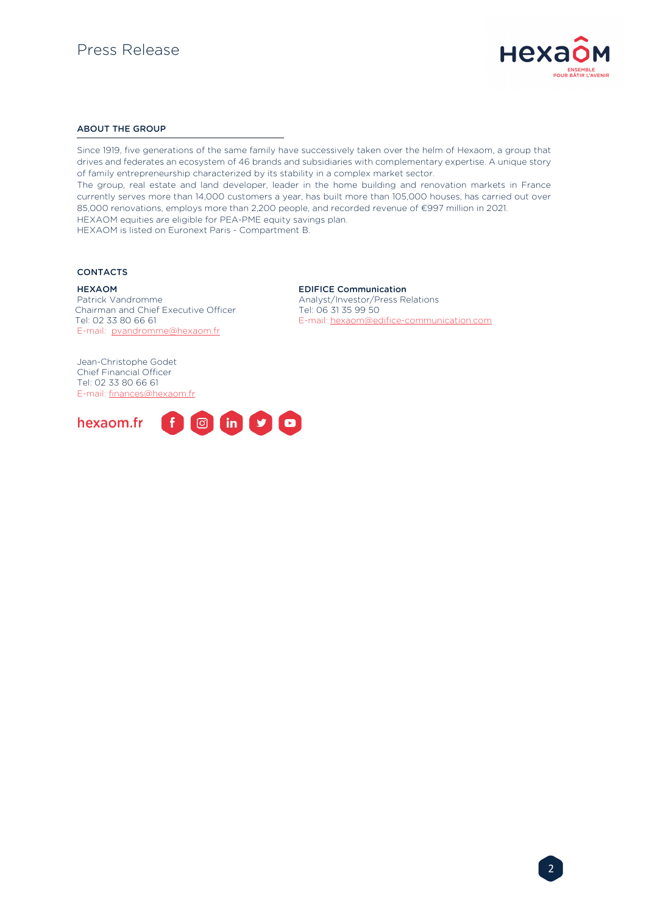## ABOUT THE GROUP

Since 1919, five generations of the same family have successively taken over the helm of Hexaom, a group that drives and federates an ecosystem of 46 brands and subsidiaries with complementary expertise. A unique story of family entrepreneurship characterized by its stability in a complex market sector.
The group, real estate and land developer, leader in the home building and renovation markets in France currently serves more than 14,000 customers a year, has built more than 105,000 houses, has carried out over 85,000 renovations, employs more than 2,200 people, and recorded revenue of €997 million in 2021.
HEXAOM equities are eligible for PEA-PME equity savings plan.
HEXAOM is listed on Euronext Paris - Compartment B.

## CONTACTS

**HEXAOM**
Patrick Vandromme
Chairman and Chief Executive Officer
Tel: 02 33 80 66 61
E-mail: pvandromme@hexaom.fr

Jean-Christophe Godet
Chief Financial Officer
Tel: 02 33 80 66 61
E-mail: finances@hexaom.fr

**EDIFICE Communication**
Analyst/Investor/Press Relations
Tel: 06 31 35 99 50
E-mail: hexaom@edifice-communication.com

hexaom.fr